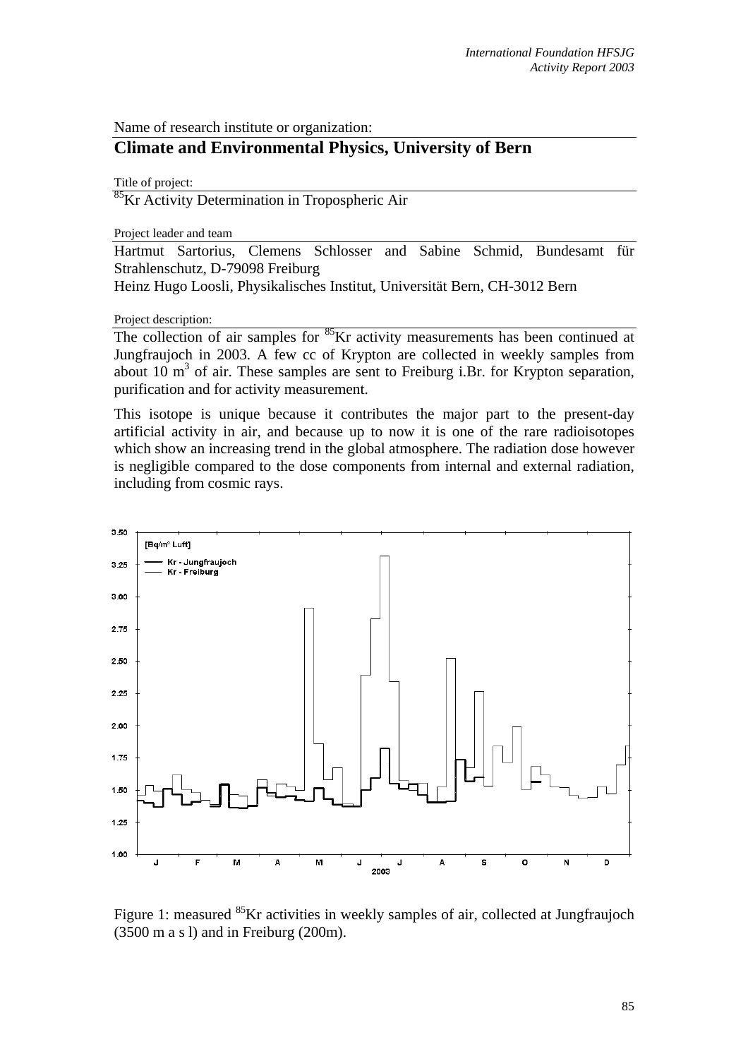Name of research institute or organization:

## Climate and Environmental Physics, University of Bern

Title of project:

$^{85}$Kr Activity Determination in Tropospheric Air

Project leader and team

Hartmut Sartorius, Clemens Schlosser and Sabine Schmid, Bundesamt für Strahlenschutz, D-79098 Freiburg
Heinz Hugo Loosli, Physikalisches Institut, Universität Bern, CH-3012 Bern

Project description:

The collection of air samples for $^{85}$Kr activity measurements has been continued at Jungfraujoch in 2003. A few cc of Krypton are collected in weekly samples from about 10 $m^3$ of air. These samples are sent to Freiburg i.Br. for Krypton separation, purification and for activity measurement.

This isotope is unique because it contributes the major part to the present-day artificial activity in air, and because up to now it is one of the rare radioisotopes which show an increasing trend in the global atmosphere. The radiation dose however is negligible compared to the dose components from internal and external radiation, including from cosmic rays.

Figure 1: measured $^{85}$Kr activities in weekly samples of air, collected at Jungfraujoch (3500 m a s l) and in Freiburg (200m).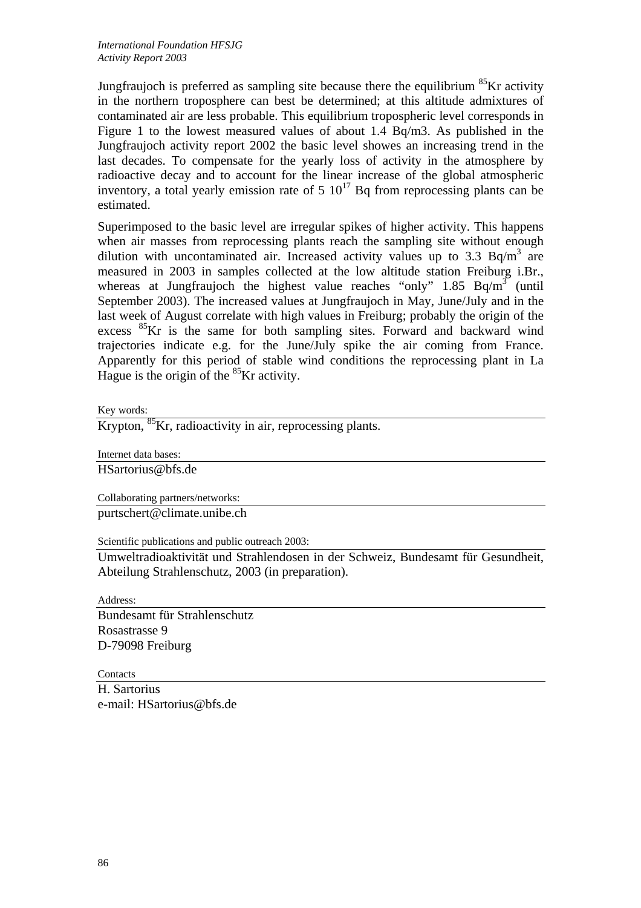Jungfraujoch is preferred as sampling site because there the equilibrium $^{85}$Kr activity in the northern troposphere can best be determined; at this altitude admixtures of contaminated air are less probable. This equilibrium tropospheric level corresponds in Figure 1 to the lowest measured values of about 1.4 Bq/m3. As published in the Jungfraujoch activity report 2002 the basic level showes an increasing trend in the last decades. To compensate for the yearly loss of activity in the atmosphere by radioactive decay and to account for the linear increase of the global atmospheric inventory, a total yearly emission rate of $5\ 10^{17}$ Bq from reprocessing plants can be estimated.

Superimposed to the basic level are irregular spikes of higher activity. This happens when air masses from reprocessing plants reach the sampling site without enough dilution with uncontaminated air. Increased activity values up to 3.3 Bq/m$^3$ are measured in 2003 in samples collected at the low altitude station Freiburg i.Br., whereas at Jungfraujoch the highest value reaches “only” 1.85 Bq/m$^3$ (until September 2003). The increased values at Jungfraujoch in May, June/July and in the last week of August correlate with high values in Freiburg; probably the origin of the excess $^{85}$Kr is the same for both sampling sites. Forward and backward wind trajectories indicate e.g. for the June/July spike the air coming from France. Apparently for this period of stable wind conditions the reprocessing plant in La Hague is the origin of the $^{85}$Kr activity.

Key words:

Krypton, $^{85}$Kr, radioactivity in air, reprocessing plants.

Internet data bases:

HSartorius@bfs.de

Collaborating partners/networks:

purtschert@climate.unibe.ch

Scientific publications and public outreach 2003:

Umweltradioaktivität und Strahlendosen in der Schweiz, Bundesamt für Gesundheit, Abteilung Strahlenschutz, 2003 (in preparation).

Address:

Bundesamt für Strahlenschutz
Rosastrasse 9
D-79098 Freiburg

Contacts

H. Sartorius
e-mail: HSartorius@bfs.de